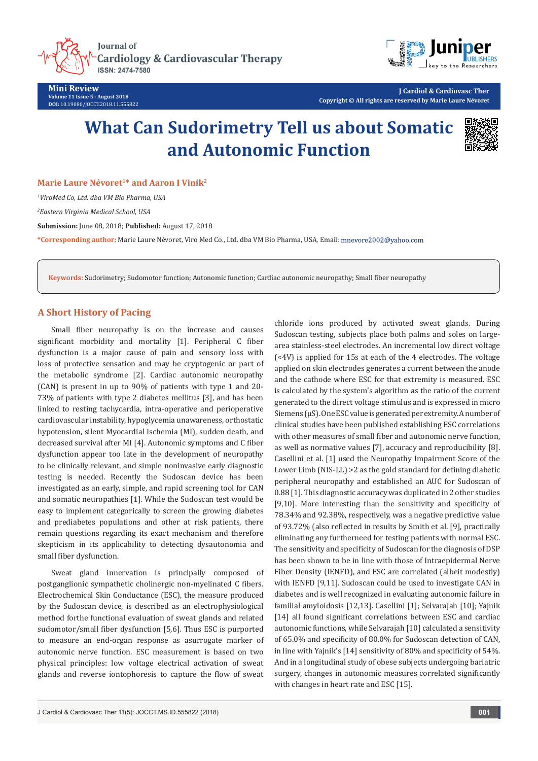Mini Review

# What Can Sudorimetry Tell us about Somatic and Autonomic Function

**Marie Laure Névoret[1]* and Aaron I Vinik[2]**

[1]*ViroMed Co, Ltd. dba VM Bio Pharma, USA*

[2]*Eastern Virginia Medical School, USA*

**Submission:** June 08, 2018; **Published:** August 17, 2018

***Corresponding author:** Marie Laure Névoret, Viro Med Co., Ltd. dba VM Bio Pharma, USA, Email: mnevore2002@yahoo.com

**Keywords:** Sudorimetry; Sudomotor function; Autonomic function; Cardiac autonomic neuropathy; Small fiber neuropathy

## A Short History of Pacing

Small fiber neuropathy is on the increase and causes significant morbidity and mortality [1]. Peripheral C fiber dysfunction is a major cause of pain and sensory loss with loss of protective sensation and may be cryptogenic or part of the metabolic syndrome [2]. Cardiac autonomic neuropathy (CAN) is present in up to 90% of patients with type 1 and 20-73% of patients with type 2 diabetes mellitus [3], and has been linked to resting tachycardia, intra-operative and perioperative cardiovascular instability, hypoglycemia unawareness, orthostatic hypotension, silent Myocardial Ischemia (MI), sudden death, and decreased survival after MI [4]. Autonomic symptoms and C fiber dysfunction appear too late in the development of neuropathy to be clinically relevant, and simple noninvasive early diagnostic testing is needed. Recently the Sudoscan device has been investigated as an early, simple, and rapid screening tool for CAN and somatic neuropathies [1]. While the Sudoscan test would be easy to implement categorically to screen the growing diabetes and prediabetes populations and other at risk patients, there remain questions regarding its exact mechanism and therefore skepticism in its applicability to detecting dysautonomia and small fiber dysfunction.

Sweat gland innervation is principally composed of postganglionic sympathetic cholinergic non-myelinated C fibers. Electrochemical Skin Conductance (ESC), the measure produced by the Sudoscan device, is described as an electrophysiological method forthe functional evaluation of sweat glands and related sudomotor/small fiber dysfunction [5,6]. Thus ESC is purported to measure an end-organ response as asurrogate marker of autonomic nerve function. ESC measurement is based on two physical principles: low voltage electrical activation of sweat glands and reverse iontophoresis to capture the flow of sweat chloride ions produced by activated sweat glands. During Sudoscan testing, subjects place both palms and soles on large-area stainless-steel electrodes. An incremental low direct voltage (<4V) is applied for 15s at each of the 4 electrodes. The voltage applied on skin electrodes generates a current between the anode and the cathode where ESC for that extremity is measured. ESC is calculated by the system's algorithm as the ratio of the current generated to the direct voltage stimulus and is expressed in micro Siemens (μS). One ESC value is generated per extremity. A number of clinical studies have been published establishing ESC correlations with other measures of small fiber and autonomic nerve function, as well as normative values [7], accuracy and reproducibility [8]. Casellini et al. [1] used the Neuropathy Impairment Score of the Lower Limb (NIS-LL) >2 as the gold standard for defining diabetic peripheral neuropathy and established an AUC for Sudoscan of 0.88 [1]. This diagnostic accuracy was duplicated in 2 other studies [9,10]. More interesting than the sensitivity and specificity of 78.34% and 92.38%, respectively, was a negative predictive value of 93.72% (also reflected in results by Smith et al. [9], practically eliminating any furtherneed for testing patients with normal ESC. The sensitivity and specificity of Sudoscan for the diagnosis of DSP has been shown to be in line with those of Intraepidermal Nerve Fiber Density (IENFD), and ESC are correlated (albeit modestly) with IENFD [9,11]. Sudoscan could be used to investigate CAN in diabetes and is well recognized in evaluating autonomic failure in familial amyloidosis [12,13]. Casellini [1]; Selvarajah [10]; Yajnik [14] all found significant correlations between ESC and cardiac autonomic functions, while Selvarajah [10] calculated a sensitivity of 65.0% and specificity of 80.0% for Sudoscan detection of CAN, in line with Yajnik's [14] sensitivity of 80% and specificity of 54%. And in a longitudinal study of obese subjects undergoing bariatric surgery, changes in autonomic measures correlated significantly with changes in heart rate and ESC [15].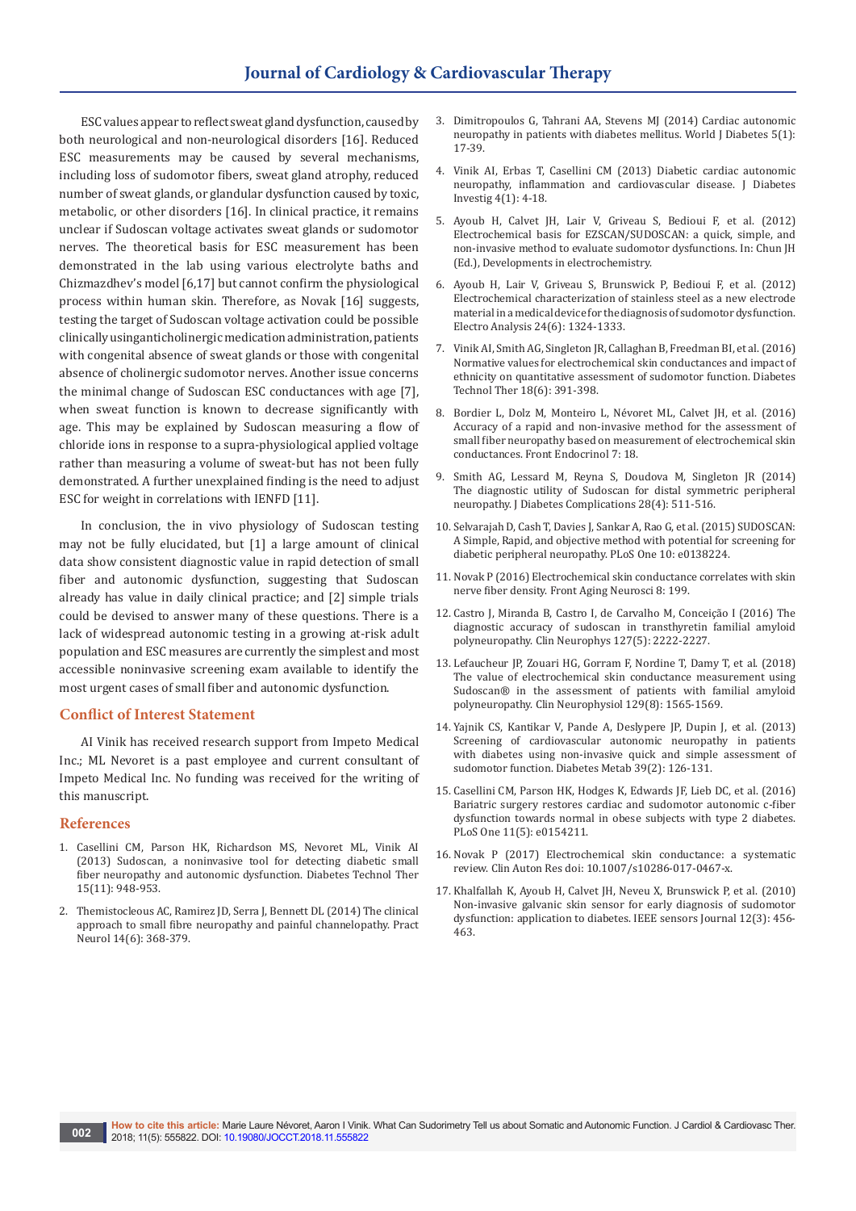ESC values appear to reflect sweat gland dysfunction, caused by both neurological and non-neurological disorders [16]. Reduced ESC measurements may be caused by several mechanisms, including loss of sudomotor fibers, sweat gland atrophy, reduced number of sweat glands, or glandular dysfunction caused by toxic, metabolic, or other disorders [16]. In clinical practice, it remains unclear if Sudoscan voltage activates sweat glands or sudomotor nerves. The theoretical basis for ESC measurement has been demonstrated in the lab using various electrolyte baths and Chizmazdhev's model [6,17] but cannot confirm the physiological process within human skin. Therefore, as Novak [16] suggests, testing the target of Sudoscan voltage activation could be possible clinically usinganticholinergic medication administration, patients with congenital absence of sweat glands or those with congenital absence of cholinergic sudomotor nerves. Another issue concerns the minimal change of Sudoscan ESC conductances with age [7], when sweat function is known to decrease significantly with age. This may be explained by Sudoscan measuring a flow of chloride ions in response to a supra-physiological applied voltage rather than measuring a volume of sweat-but has not been fully demonstrated. A further unexplained finding is the need to adjust ESC for weight in correlations with IENFD [11].

In conclusion, the in vivo physiology of Sudoscan testing may not be fully elucidated, but [1] a large amount of clinical data show consistent diagnostic value in rapid detection of small fiber and autonomic dysfunction, suggesting that Sudoscan already has value in daily clinical practice; and [2] simple trials could be devised to answer many of these questions. There is a lack of widespread autonomic testing in a growing at-risk adult population and ESC measures are currently the simplest and most accessible noninvasive screening exam available to identify the most urgent cases of small fiber and autonomic dysfunction.

## Conflict of Interest Statement

AI Vinik has received research support from Impeto Medical Inc.; ML Nevoret is a past employee and current consultant of Impeto Medical Inc. No funding was received for the writing of this manuscript.

## References

1. Casellini CM, Parson HK, Richardson MS, Nevoret ML, Vinik AI (2013) Sudoscan, a noninvasive tool for detecting diabetic small fiber neuropathy and autonomic dysfunction. Diabetes Technol Ther 15(11): 948-953.
2. Themistocleous AC, Ramirez JD, Serra J, Bennett DL (2014) The clinical approach to small fibre neuropathy and painful channelopathy. Pract Neurol 14(6): 368-379.
3. Dimitropoulos G, Tahrani AA, Stevens MJ (2014) Cardiac autonomic neuropathy in patients with diabetes mellitus. World J Diabetes 5(1): 17-39.
4. Vinik AI, Erbas T, Casellini CM (2013) Diabetic cardiac autonomic neuropathy, inflammation and cardiovascular disease. J Diabetes Investig 4(1): 4-18.
5. Ayoub H, Calvet JH, Lair V, Griveau S, Bedioui F, et al. (2012) Electrochemical basis for EZSCAN/SUDOSCAN: a quick, simple, and non-invasive method to evaluate sudomotor dysfunctions. In: Chun JH (Ed.), Developments in electrochemistry.
6. Ayoub H, Lair V, Griveau S, Brunswick P, Bedioui F, et al. (2012) Electrochemical characterization of stainless steel as a new electrode material in a medical device for the diagnosis of sudomotor dysfunction. Electro Analysis 24(6): 1324-1333.
7. Vinik AI, Smith AG, Singleton JR, Callaghan B, Freedman BI, et al. (2016) Normative values for electrochemical skin conductances and impact of ethnicity on quantitative assessment of sudomotor function. Diabetes Technol Ther 18(6): 391-398.
8. Bordier L, Dolz M, Monteiro L, Névoret ML, Calvet JH, et al. (2016) Accuracy of a rapid and non-invasive method for the assessment of small fiber neuropathy based on measurement of electrochemical skin conductances. Front Endocrinol 7: 18.
9. Smith AG, Lessard M, Reyna S, Doudova M, Singleton JR (2014) The diagnostic utility of Sudoscan for distal symmetric peripheral neuropathy. J Diabetes Complications 28(4): 511-516.
10. Selvarajah D, Cash T, Davies J, Sankar A, Rao G, et al. (2015) SUDOSCAN: A Simple, Rapid, and objective method with potential for screening for diabetic peripheral neuropathy. PLoS One 10: e0138224.
11. Novak P (2016) Electrochemical skin conductance correlates with skin nerve fiber density. Front Aging Neurosci 8: 199.
12. Castro J, Miranda B, Castro I, de Carvalho M, Conceição I (2016) The diagnostic accuracy of sudoscan in transthyretin familial amyloid polyneuropathy. Clin Neurophys 127(5): 2222-2227.
13. Lefaucheur JP, Zouari HG, Gorram F, Nordine T, Damy T, et al. (2018) The value of electrochemical skin conductance measurement using Sudoscan® in the assessment of patients with familial amyloid polyneuropathy. Clin Neurophysiol 129(8): 1565-1569.
14. Yajnik CS, Kantikar V, Pande A, Deslypere JP, Dupin J, et al. (2013) Screening of cardiovascular autonomic neuropathy in patients with diabetes using non-invasive quick and simple assessment of sudomotor function. Diabetes Metab 39(2): 126-131.
15. Casellini CM, Parson HK, Hodges K, Edwards JF, Lieb DC, et al. (2016) Bariatric surgery restores cardiac and sudomotor autonomic c-fiber dysfunction towards normal in obese subjects with type 2 diabetes. PLoS One 11(5): e0154211.
16. Novak P (2017) Electrochemical skin conductance: a systematic review. Clin Auton Res doi: 10.1007/s10286-017-0467-x.
17. Khalfallah K, Ayoub H, Calvet JH, Neveu X, Brunswick P, et al. (2010) Non-invasive galvanic skin sensor for early diagnosis of sudomotor dysfunction: application to diabetes. IEEE sensors Journal 12(3): 456-463.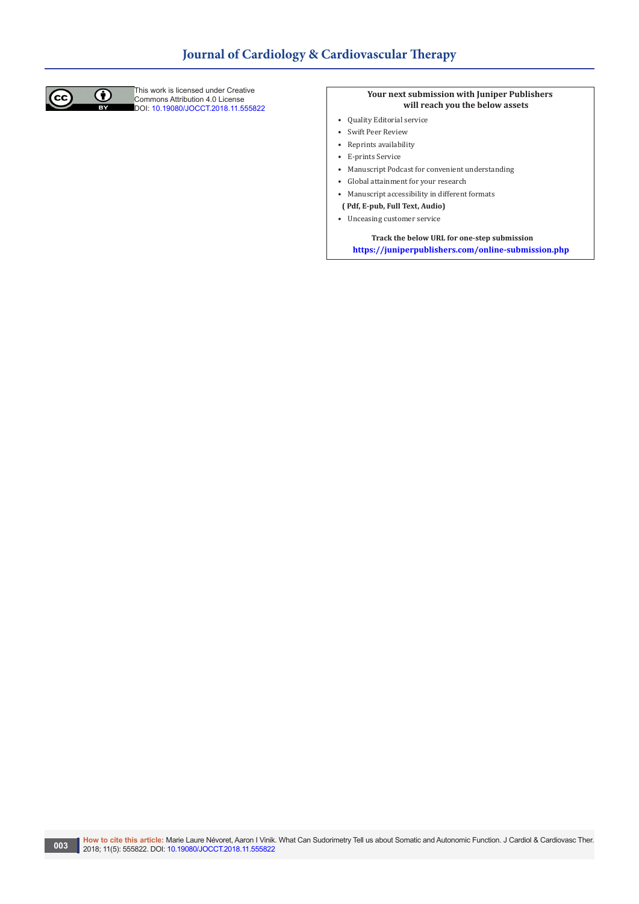This work is licensed under Creative Commons Attribution 4.0 License
DOI: 10.19080/JOCCT.2018.11.555822

**Your next submission with Juniper Publishers will reach you the below assets**

- Quality Editorial service
- Swift Peer Review
- Reprints availability
- E-prints Service
- Manuscript Podcast for convenient understanding
- Global attainment for your research
- Manuscript accessibility in different formats

**( Pdf, E-pub, Full Text, Audio)**

- Unceasing customer service

**Track the below URL for one-step submission**

**https://juniperpublishers.com/online-submission.php**